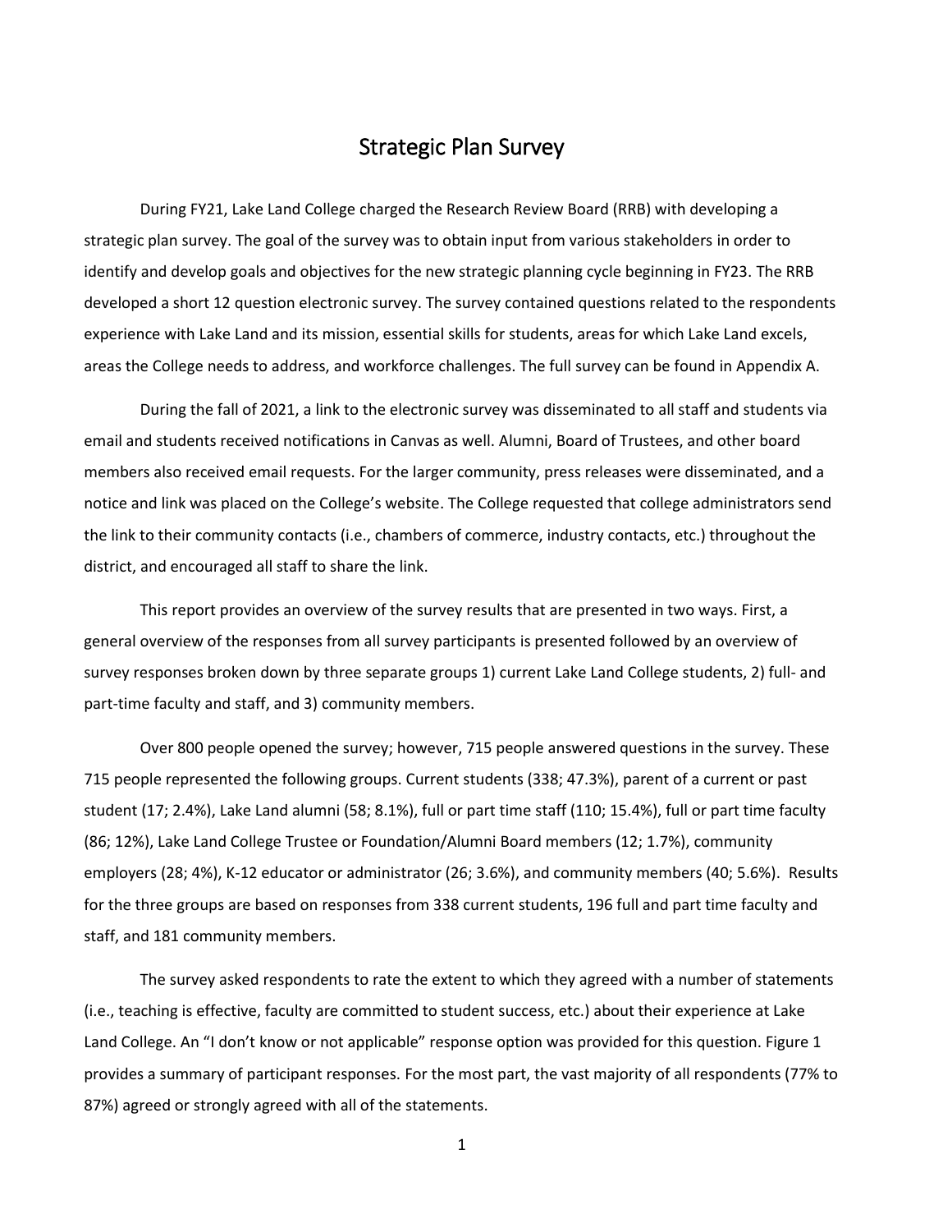# Strategic Plan Survey

During FY21, Lake Land College charged the Research Review Board (RRB) with developing a strategic plan survey. The goal of the survey was to obtain input from various stakeholders in order to identify and develop goals and objectives for the new strategic planning cycle beginning in FY23. The RRB developed a short 12 question electronic survey. The survey contained questions related to the respondents experience with Lake Land and its mission, essential skills for students, areas for which Lake Land excels, areas the College needs to address, and workforce challenges. The full survey can be found in Appendix A.

During the fall of 2021, a link to the electronic survey was disseminated to all staff and students via email and students received notifications in Canvas as well. Alumni, Board of Trustees, and other board members also received email requests. For the larger community, press releases were disseminated, and a notice and link was placed on the College's website. The College requested that college administrators send the link to their community contacts (i.e., chambers of commerce, industry contacts, etc.) throughout the district, and encouraged all staff to share the link.

This report provides an overview of the survey results that are presented in two ways. First, a general overview of the responses from all survey participants is presented followed by an overview of survey responses broken down by three separate groups 1) current Lake Land College students, 2) full- and part-time faculty and staff, and 3) community members.

Over 800 people opened the survey; however, 715 people answered questions in the survey. These 715 people represented the following groups. Current students (338; 47.3%), parent of a current or past student (17; 2.4%), Lake Land alumni (58; 8.1%), full or part time staff (110; 15.4%), full or part time faculty (86; 12%), Lake Land College Trustee or Foundation/Alumni Board members (12; 1.7%), community employers (28; 4%), K-12 educator or administrator (26; 3.6%), and community members (40; 5.6%). Results for the three groups are based on responses from 338 current students, 196 full and part time faculty and staff, and 181 community members.

The survey asked respondents to rate the extent to which they agreed with a number of statements (i.e., teaching is effective, faculty are committed to student success, etc.) about their experience at Lake Land College. An "I don't know or not applicable" response option was provided for this question. Figure 1 provides a summary of participant responses. For the most part, the vast majority of all respondents (77% to 87%) agreed or strongly agreed with all of the statements.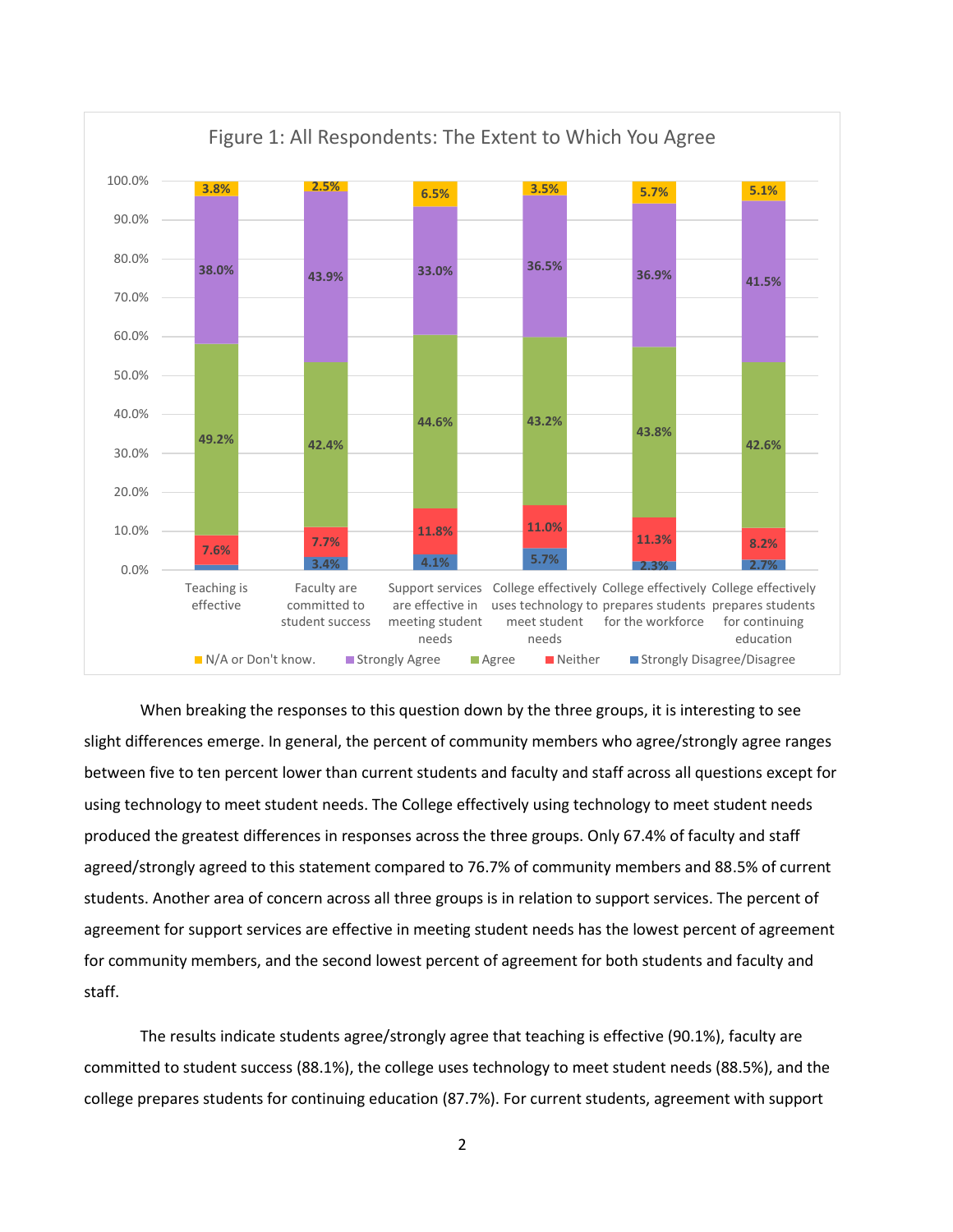Figure 1: All Respondents: The Extent to Which You Agree

| | Teaching is effective | Faculty are committed to student success | Support services are effective in meeting student needs | College effectively uses technology to meet student needs | College effectively prepares students for the workforce | College effectively prepares students for continuing education |
|---|---|---|---|---|---|---|
| N/A or Don't know. | 3.8% | 2.5% | 6.5% | 3.5% | 5.7% | 5.1% |
| Strongly Agree | 38.0% | 43.9% | 33.0% | 36.5% | 36.9% | 41.5% |
| Agree | 49.2% | 42.4% | 44.6% | 43.2% | 43.8% | 42.6% |
| Neither | 7.6% | 7.7% | 11.8% | 11.0% | 11.3% | 8.2% |
| Strongly Disagree/Disagree | | 3.4% | 4.1% | 5.7% | 2.3% | 2.7% |

When breaking the responses to this question down by the three groups, it is interesting to see slight differences emerge. In general, the percent of community members who agree/strongly agree ranges between five to ten percent lower than current students and faculty and staff across all questions except for using technology to meet student needs. The College effectively using technology to meet student needs produced the greatest differences in responses across the three groups. Only 67.4% of faculty and staff agreed/strongly agreed to this statement compared to 76.7% of community members and 88.5% of current students. Another area of concern across all three groups is in relation to support services. The percent of agreement for support services are effective in meeting student needs has the lowest percent of agreement for community members, and the second lowest percent of agreement for both students and faculty and staff.

The results indicate students agree/strongly agree that teaching is effective (90.1%), faculty are committed to student success (88.1%), the college uses technology to meet student needs (88.5%), and the college prepares students for continuing education (87.7%). For current students, agreement with support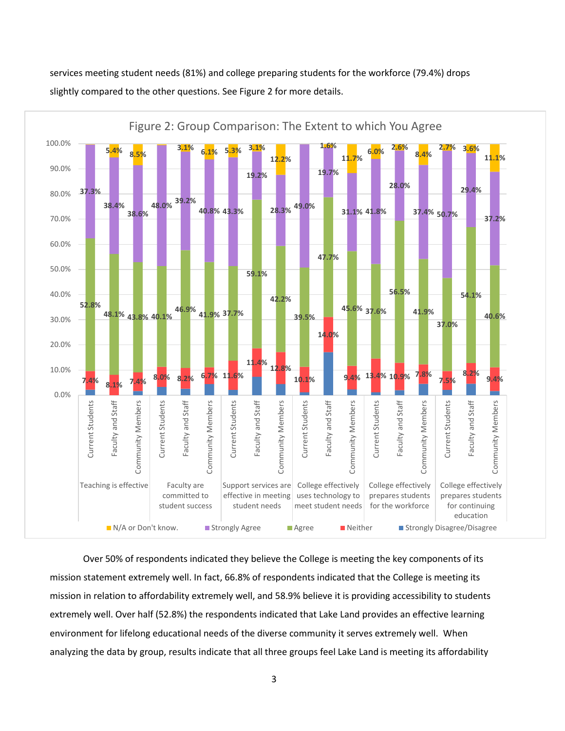services meeting student needs (81%) and college preparing students for the workforce (79.4%) drops slightly compared to the other questions. See Figure 2 for more details.

Figure 2: Group Comparison: The Extent to which You Agree

| Question | Group | N/A or Don't know. | Strongly Agree | Agree | Neither |
|---|---|---|---|---|---|
| Teaching is effective | Current Students | | 37.3% | 52.8% | 7.4% |
| | Faculty and Staff | 5.4% | 38.4% | 48.1% | 8.1% |
| | Community Members | 8.5% | 38.6% | 43.8% | 7.4% |
| Faculty are committed to student success | Current Students | | 48.0% | 40.1% | 8.0% |
| | Faculty and Staff | 3.1% | 39.2% | 46.9% | 8.2% |
| | Community Members | 6.1% | 40.8% | 41.9% | 6.7% |
| Support services are effective in meeting student needs | Current Students | 5.3% | 43.3% | 37.7% | 11.6% |
| | Faculty and Staff | 3.1% | 19.2% | 59.1% | 11.4% |
| | Community Members | 12.2% | 28.3% | 42.2% | 12.8% |
| College effectively uses technology to meet student needs | Current Students | | 49.0% | 39.5% | 10.1% |
| | Faculty and Staff | 1.6% | 19.7% | 47.7% | 14.0% |
| | Community Members | 11.7% | 31.1% | 45.6% | 9.4% |
| College effectively prepares students for the workforce | Current Students | 6.0% | 41.8% | 37.6% | 13.4% |
| | Faculty and Staff | 2.6% | 28.0% | 56.5% | 10.9% |
| | Community Members | 8.4% | 37.4% | 41.9% | 7.8% |
| College effectively prepares students for continuing education | Current Students | 2.7% | 50.7% | 37.0% | 7.5% |
| | Faculty and Staff | 3.6% | 29.4% | 54.1% | 8.2% |
| | Community Members | 11.1% | 37.2% | 40.6% | 9.4% |

Legend: N/A or Don't know. | Strongly Agree | Agree | Neither | Strongly Disagree/Disagree

Over 50% of respondents indicated they believe the College is meeting the key components of its mission statement extremely well. In fact, 66.8% of respondents indicated that the College is meeting its mission in relation to affordability extremely well, and 58.9% believe it is providing accessibility to students extremely well. Over half (52.8%) the respondents indicated that Lake Land provides an effective learning environment for lifelong educational needs of the diverse community it serves extremely well. When analyzing the data by group, results indicate that all three groups feel Lake Land is meeting its affordability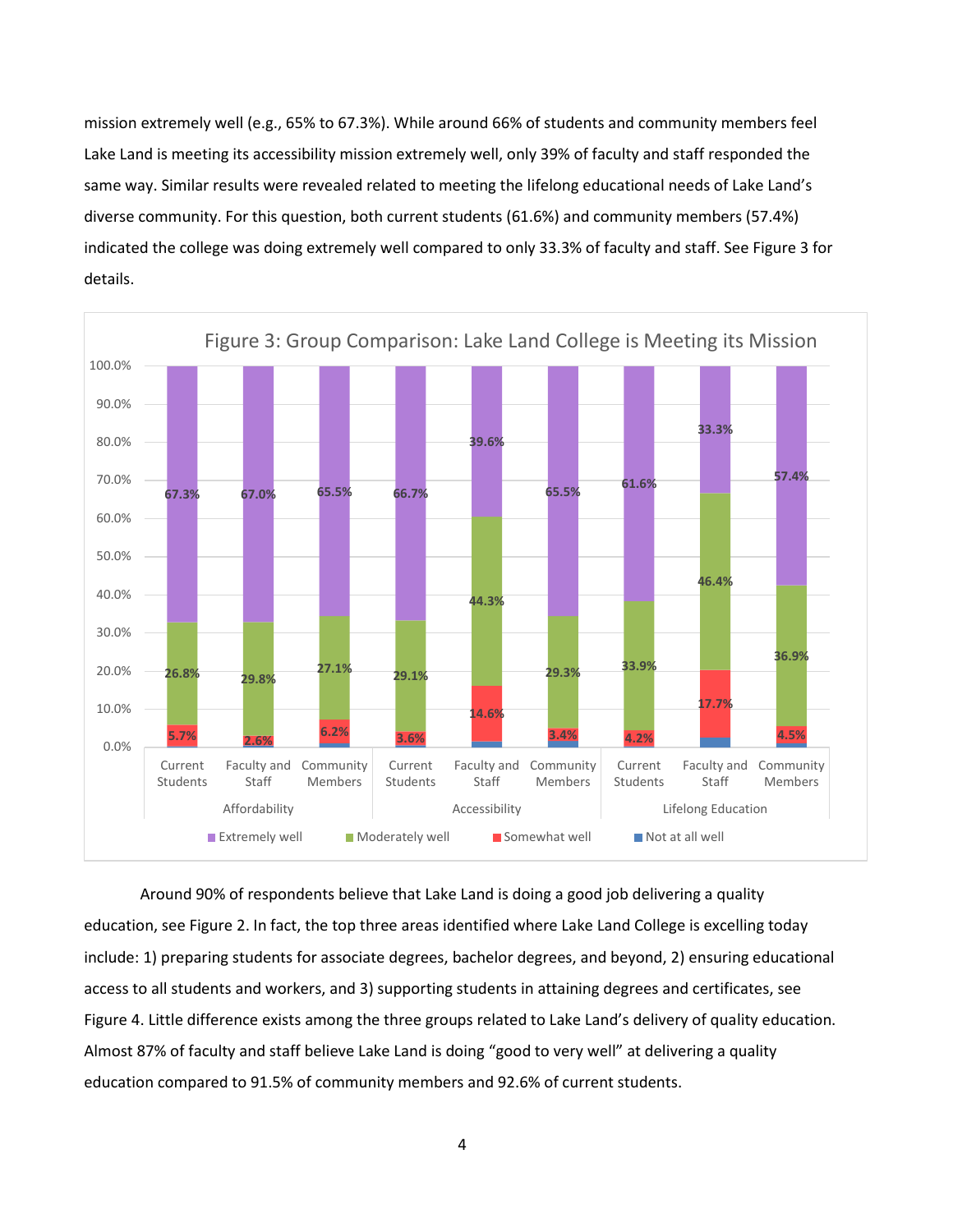mission extremely well (e.g., 65% to 67.3%). While around 66% of students and community members feel Lake Land is meeting its accessibility mission extremely well, only 39% of faculty and staff responded the same way. Similar results were revealed related to meeting the lifelong educational needs of Lake Land's diverse community. For this question, both current students (61.6%) and community members (57.4%) indicated the college was doing extremely well compared to only 33.3% of faculty and staff. See Figure 3 for details.

Figure 3: Group Comparison: Lake Land College is Meeting its Mission

| Category | Group | Extremely well | Moderately well | Somewhat well |
|---|---|---|---|---|
| Affordability | Current Students | 67.3% | 26.8% | 5.7% |
| Affordability | Faculty and Staff | 67.0% | 29.8% | 2.6% |
| Affordability | Community Members | 65.5% | 27.1% | 6.2% |
| Accessibility | Current Students | 66.7% | 29.1% | 3.6% |
| Accessibility | Faculty and Staff | 39.6% | 44.3% | 14.6% |
| Accessibility | Community Members | 65.5% | 29.3% | 3.4% |
| Lifelong Education | Current Students | 61.6% | 33.9% | 4.2% |
| Lifelong Education | Faculty and Staff | 33.3% | 46.4% | 17.7% |
| Lifelong Education | Community Members | 57.4% | 36.9% | 4.5% |

Legend: Extremely well, Moderately well, Somewhat well, Not at all well

Around 90% of respondents believe that Lake Land is doing a good job delivering a quality education, see Figure 2. In fact, the top three areas identified where Lake Land College is excelling today include: 1) preparing students for associate degrees, bachelor degrees, and beyond, 2) ensuring educational access to all students and workers, and 3) supporting students in attaining degrees and certificates, see Figure 4. Little difference exists among the three groups related to Lake Land's delivery of quality education. Almost 87% of faculty and staff believe Lake Land is doing "good to very well" at delivering a quality education compared to 91.5% of community members and 92.6% of current students.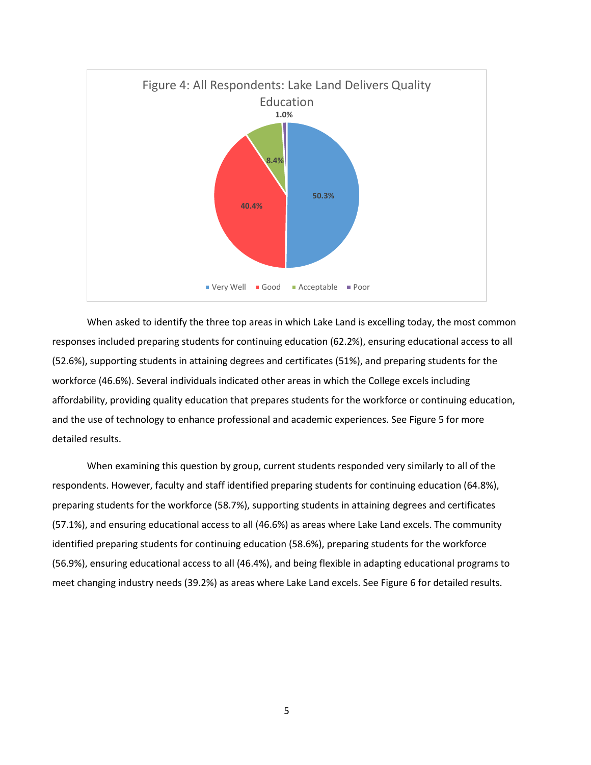Figure 4: All Respondents: Lake Land Delivers Quality Education

| Response | Percentage |
| --- | --- |
| Very Well | 50.3% |
| Good | 40.4% |
| Acceptable | 8.4% |
| Poor | 1.0% |

When asked to identify the three top areas in which Lake Land is excelling today, the most common responses included preparing students for continuing education (62.2%), ensuring educational access to all (52.6%), supporting students in attaining degrees and certificates (51%), and preparing students for the workforce (46.6%). Several individuals indicated other areas in which the College excels including affordability, providing quality education that prepares students for the workforce or continuing education, and the use of technology to enhance professional and academic experiences. See Figure 5 for more detailed results.

When examining this question by group, current students responded very similarly to all of the respondents. However, faculty and staff identified preparing students for continuing education (64.8%), preparing students for the workforce (58.7%), supporting students in attaining degrees and certificates (57.1%), and ensuring educational access to all (46.6%) as areas where Lake Land excels. The community identified preparing students for continuing education (58.6%), preparing students for the workforce (56.9%), ensuring educational access to all (46.4%), and being flexible in adapting educational programs to meet changing industry needs (39.2%) as areas where Lake Land excels. See Figure 6 for detailed results.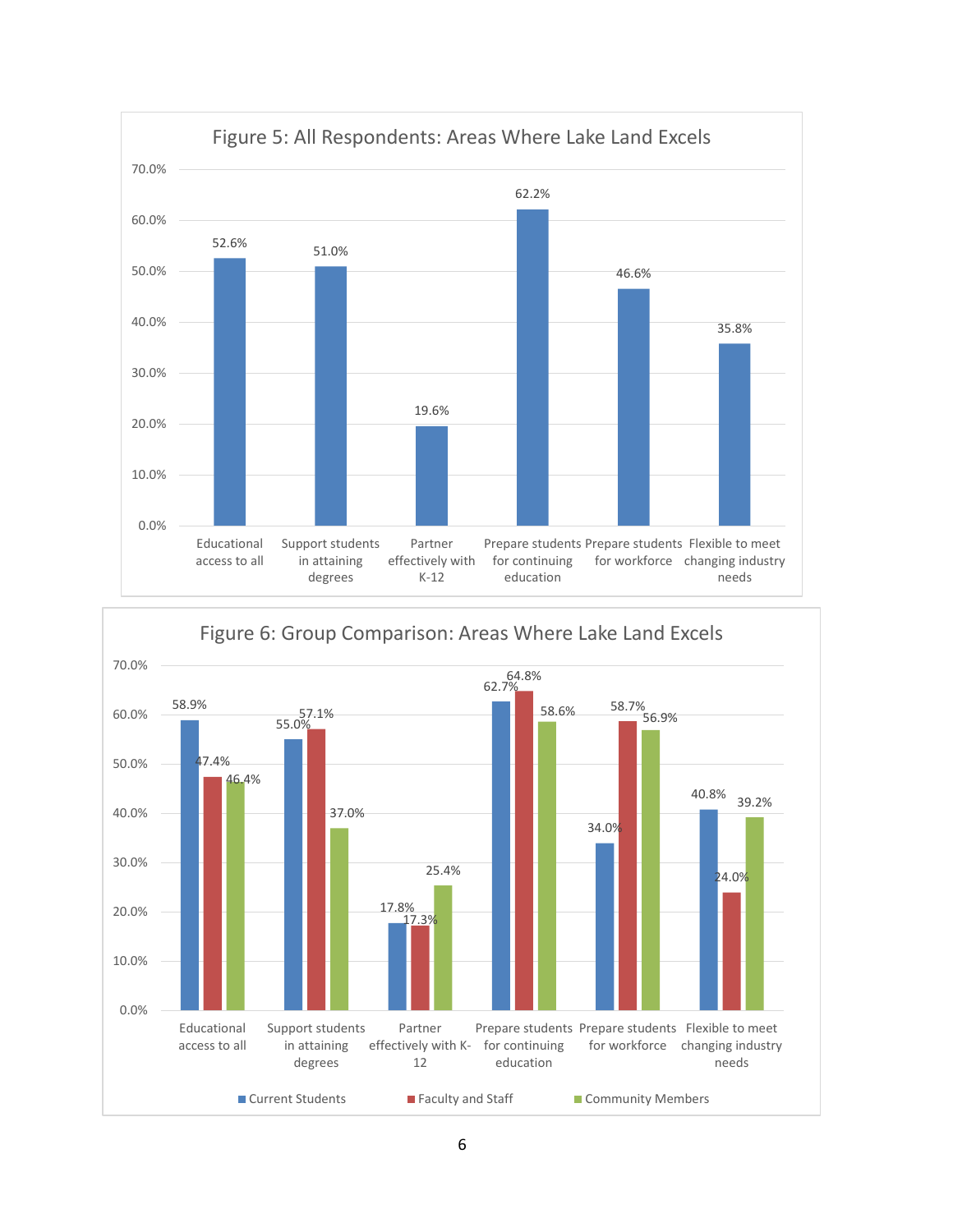## Figure 5: All Respondents: Areas Where Lake Land Excels

| Area | Percentage |
|---|---|
| Educational access to all | 52.6% |
| Support students in attaining degrees | 51.0% |
| Partner effectively with K-12 | 19.6% |
| Prepare students for continuing education | 62.2% |
| Prepare students for workforce | 46.6% |
| Flexible to meet changing industry needs | 35.8% |

## Figure 6: Group Comparison: Areas Where Lake Land Excels

| Area | Current Students | Faculty and Staff | Community Members |
|---|---|---|---|
| Educational access to all | 58.9% | 47.4% | 46.4% |
| Support students in attaining degrees | 55.0% | 57.1% | 37.0% |
| Partner effectively with K-12 | 17.8% | 17.3% | 25.4% |
| Prepare students for continuing education | 62.7% | 64.8% | 58.6% |
| Prepare students for workforce | 34.0% | 58.7% | 56.9% |
| Flexible to meet changing industry needs | 40.8% | 24.0% | 39.2% |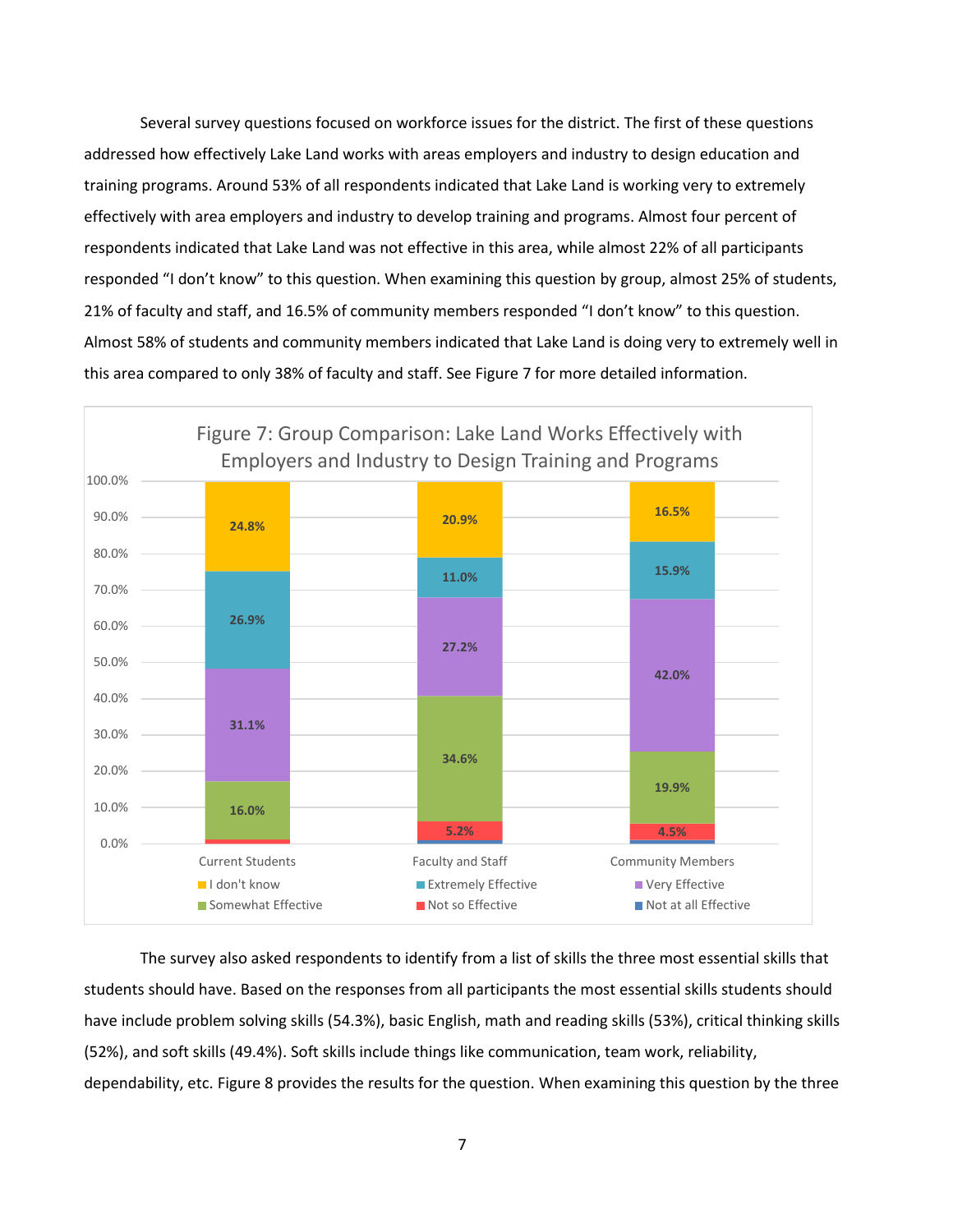Several survey questions focused on workforce issues for the district. The first of these questions addressed how effectively Lake Land works with areas employers and industry to design education and training programs. Around 53% of all respondents indicated that Lake Land is working very to extremely effectively with area employers and industry to develop training and programs. Almost four percent of respondents indicated that Lake Land was not effective in this area, while almost 22% of all participants responded "I don't know" to this question. When examining this question by group, almost 25% of students, 21% of faculty and staff, and 16.5% of community members responded "I don't know" to this question. Almost 58% of students and community members indicated that Lake Land is doing very to extremely well in this area compared to only 38% of faculty and staff. See Figure 7 for more detailed information.

Figure 7: Group Comparison: Lake Land Works Effectively with Employers and Industry to Design Training and Programs

| | Current Students | Faculty and Staff | Community Members |
|---|---|---|---|
| I don't know | 24.8% | 20.9% | 16.5% |
| Extremely Effective | 26.9% | 11.0% | 15.9% |
| Very Effective | 31.1% | 27.2% | 42.0% |
| Somewhat Effective | 16.0% | 34.6% | 19.9% |
| Not so Effective | | 5.2% | 4.5% |
| Not at all Effective | | | |

The survey also asked respondents to identify from a list of skills the three most essential skills that students should have. Based on the responses from all participants the most essential skills students should have include problem solving skills (54.3%), basic English, math and reading skills (53%), critical thinking skills (52%), and soft skills (49.4%). Soft skills include things like communication, team work, reliability, dependability, etc. Figure 8 provides the results for the question. When examining this question by the three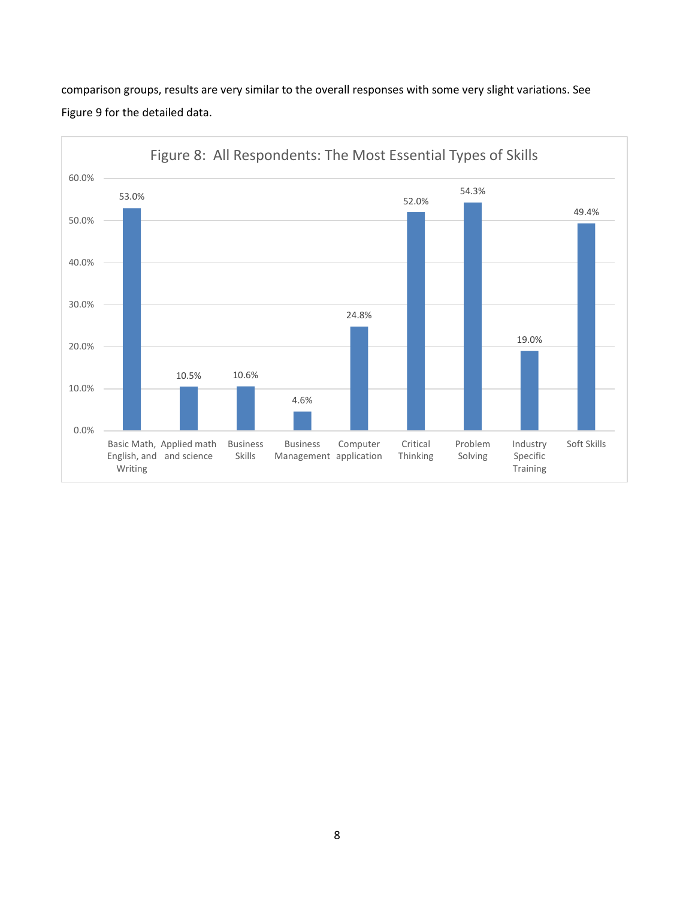comparison groups, results are very similar to the overall responses with some very slight variations. See Figure 9 for the detailed data.

Figure 8: All Respondents: The Most Essential Types of Skills

| Skill | Percentage |
|---|---|
| Basic Math, English, and Writing | 53.0% |
| Applied math and science | 10.5% |
| Business Skills | 10.6% |
| Business Management | 4.6% |
| Computer application | 24.8% |
| Critical Thinking | 52.0% |
| Problem Solving | 54.3% |
| Industry Specific Training | 19.0% |
| Soft Skills | 49.4% |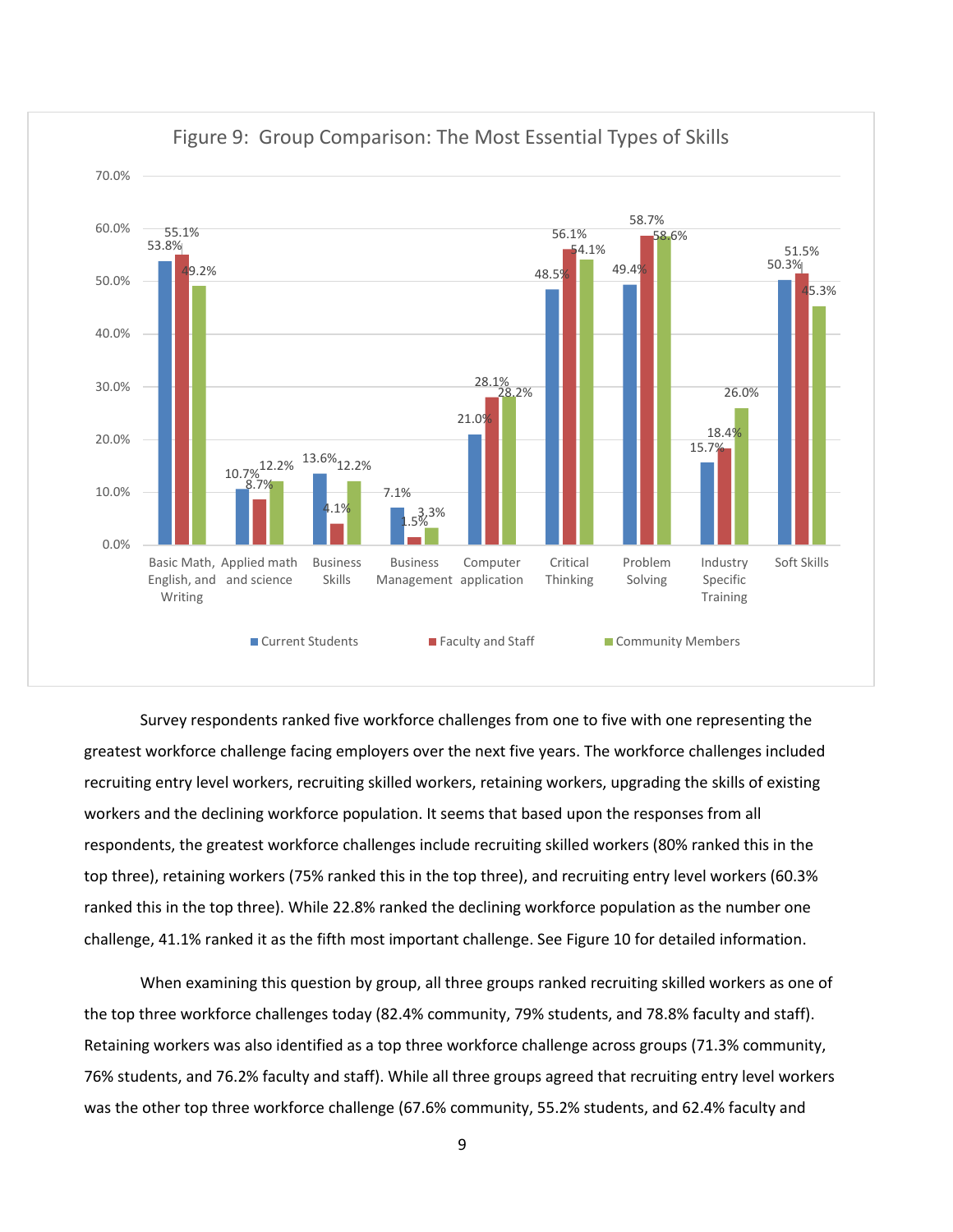**Figure 9: Group Comparison: The Most Essential Types of Skills**

| Skill | Current Students | Faculty and Staff | Community Members |
|---|---|---|---|
| Basic Math, English, and Writing | 53.8% | 55.1% | 49.2% |
| Applied math and science | 10.7% | 8.7% | 12.2% |
| Business Skills | 13.6% | 4.1% | 12.2% |
| Business Management | 7.1% | 1.5% | 3.3% |
| Computer application | 21.0% | 28.1% | 28.2% |
| Critical Thinking | 48.5% | 56.1% | 54.1% |
| Problem Solving | 49.4% | 58.7% | 58.6% |
| Industry Specific Training | 15.7% | 18.4% | 26.0% |
| Soft Skills | 50.3% | 51.5% | 45.3% |

Survey respondents ranked five workforce challenges from one to five with one representing the greatest workforce challenge facing employers over the next five years. The workforce challenges included recruiting entry level workers, recruiting skilled workers, retaining workers, upgrading the skills of existing workers and the declining workforce population. It seems that based upon the responses from all respondents, the greatest workforce challenges include recruiting skilled workers (80% ranked this in the top three), retaining workers (75% ranked this in the top three), and recruiting entry level workers (60.3% ranked this in the top three). While 22.8% ranked the declining workforce population as the number one challenge, 41.1% ranked it as the fifth most important challenge. See Figure 10 for detailed information.

When examining this question by group, all three groups ranked recruiting skilled workers as one of the top three workforce challenges today (82.4% community, 79% students, and 78.8% faculty and staff). Retaining workers was also identified as a top three workforce challenge across groups (71.3% community, 76% students, and 76.2% faculty and staff). While all three groups agreed that recruiting entry level workers was the other top three workforce challenge (67.6% community, 55.2% students, and 62.4% faculty and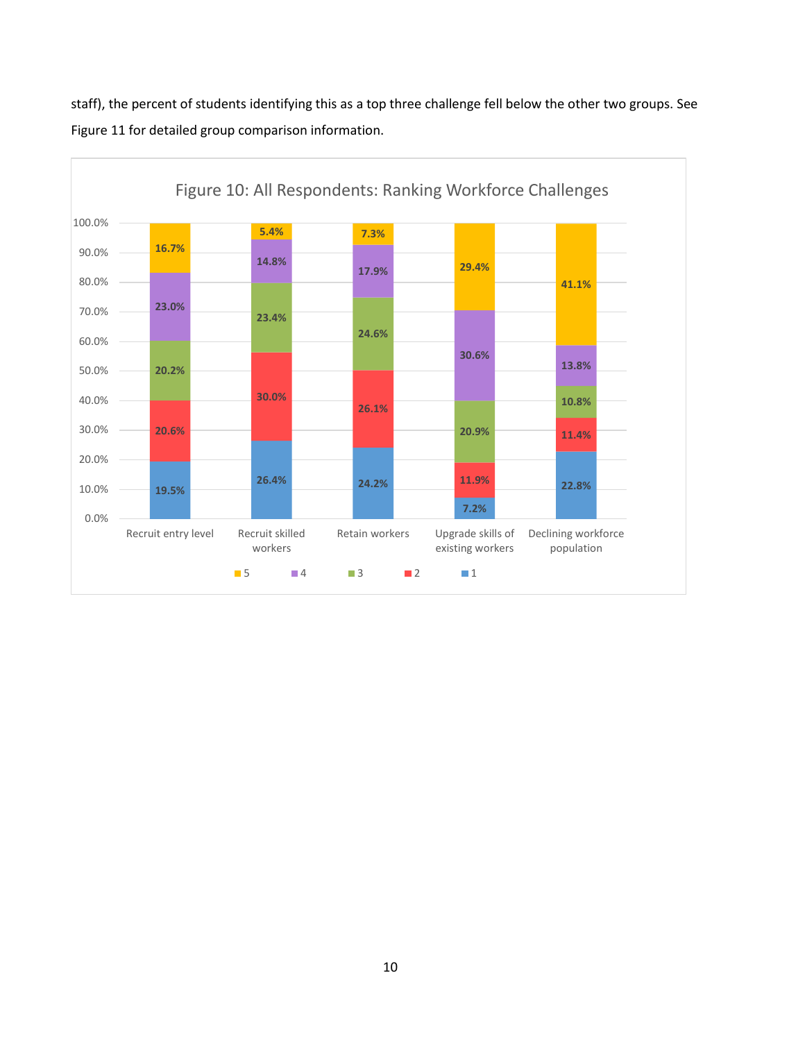staff), the percent of students identifying this as a top three challenge fell below the other two groups. See Figure 11 for detailed group comparison information.

Figure 10: All Respondents: Ranking Workforce Challenges

| | 1 | 2 | 3 | 4 | 5 |
|---|---|---|---|---|---|
| Recruit entry level | 19.5% | 20.6% | 20.2% | 23.0% | 16.7% |
| Recruit skilled workers | 26.4% | 30.0% | 23.4% | 14.8% | 5.4% |
| Retain workers | 24.2% | 26.1% | 24.6% | 17.9% | 7.3% |
| Upgrade skills of existing workers | 7.2% | 11.9% | 20.9% | 30.6% | 29.4% |
| Declining workforce population | 22.8% | 11.4% | 10.8% | 13.8% | 41.1% |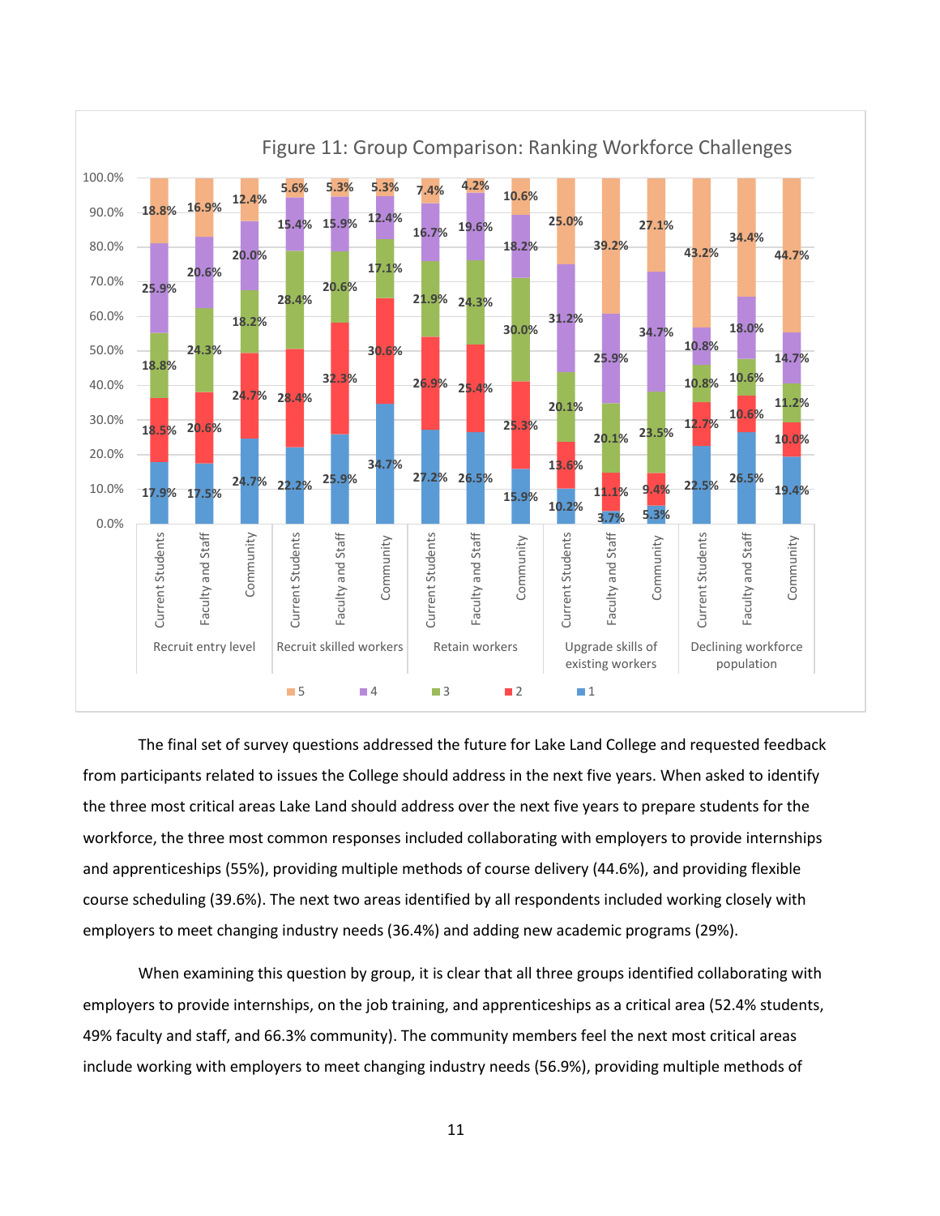Figure 11: Group Comparison: Ranking Workforce Challenges

| Challenge | Group | 1 | 2 | 3 | 4 | 5 |
|---|---|---|---|---|---|---|
| Recruit entry level | Current Students | 17.9% | 18.5% | 18.8% | 25.9% | 18.8% |
| | Faculty and Staff | 17.5% | 20.6% | 24.3% | 20.6% | 16.9% |
| | Community | 24.7% | 24.7% | 18.2% | 20.0% | 12.4% |
| Recruit skilled workers | Current Students | 22.2% | 28.4% | 28.4% | 15.4% | 5.6% |
| | Faculty and Staff | 25.9% | 32.3% | 20.6% | 15.9% | 5.3% |
| | Community | 34.7% | 30.6% | 17.1% | 12.4% | 5.3% |
| Retain workers | Current Students | 27.2% | 26.9% | 21.9% | 16.7% | 7.4% |
| | Faculty and Staff | 26.5% | 25.4% | 24.3% | 19.6% | 4.2% |
| | Community | 15.9% | 25.3% | 30.0% | 18.2% | 10.6% |
| Upgrade skills of existing workers | Current Students | 10.2% | 13.6% | 20.1% | 31.2% | 25.0% |
| | Faculty and Staff | 3.7% | 11.1% | 20.1% | 25.9% | 39.2% |
| | Community | 5.3% | 9.4% | 23.5% | 34.7% | 27.1% |
| Declining workforce population | Current Students | 22.5% | 12.7% | 10.8% | 10.8% | 43.2% |
| | Faculty and Staff | 26.5% | 10.6% | 10.6% | 18.0% | 34.4% |
| | Community | 19.4% | 10.0% | 11.2% | 14.7% | 44.7% |

The final set of survey questions addressed the future for Lake Land College and requested feedback from participants related to issues the College should address in the next five years. When asked to identify the three most critical areas Lake Land should address over the next five years to prepare students for the workforce, the three most common responses included collaborating with employers to provide internships and apprenticeships (55%), providing multiple methods of course delivery (44.6%), and providing flexible course scheduling (39.6%). The next two areas identified by all respondents included working closely with employers to meet changing industry needs (36.4%) and adding new academic programs (29%).

When examining this question by group, it is clear that all three groups identified collaborating with employers to provide internships, on the job training, and apprenticeships as a critical area (52.4% students, 49% faculty and staff, and 66.3% community). The community members feel the next most critical areas include working with employers to meet changing industry needs (56.9%), providing multiple methods of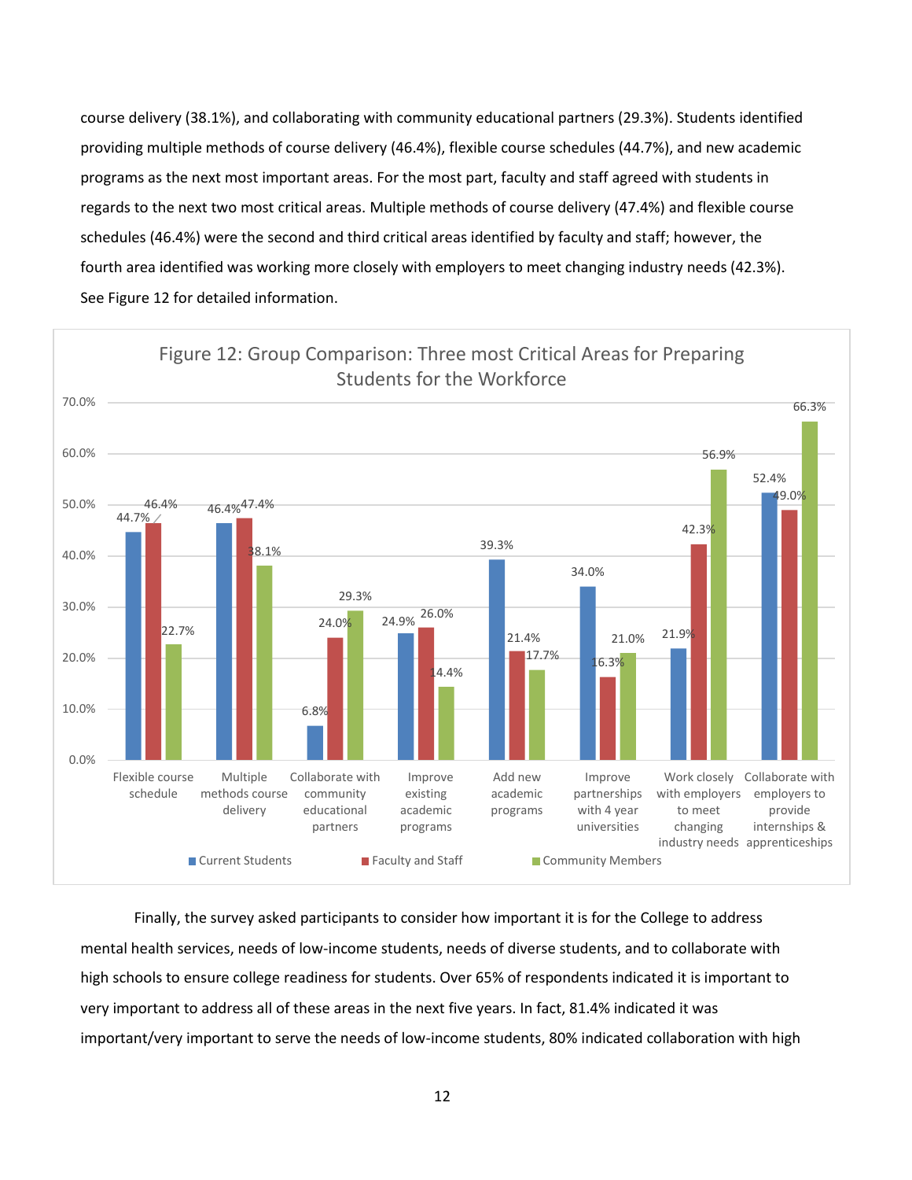course delivery (38.1%), and collaborating with community educational partners (29.3%). Students identified providing multiple methods of course delivery (46.4%), flexible course schedules (44.7%), and new academic programs as the next most important areas. For the most part, faculty and staff agreed with students in regards to the next two most critical areas. Multiple methods of course delivery (47.4%) and flexible course schedules (46.4%) were the second and third critical areas identified by faculty and staff; however, the fourth area identified was working more closely with employers to meet changing industry needs (42.3%). See Figure 12 for detailed information.

**Figure 12: Group Comparison: Three most Critical Areas for Preparing Students for the Workforce**

| Area | Current Students | Faculty and Staff | Community Members |
|---|---|---|---|
| Flexible course schedule | 44.7% | 46.4% | 22.7% |
| Multiple methods course delivery | 46.4% | 47.4% | 38.1% |
| Collaborate with community educational partners | 6.8% | 24.0% | 29.3% |
| Improve existing academic programs | 24.9% | 26.0% | 14.4% |
| Add new academic programs | 39.3% | 21.4% | 17.7% |
| Improve partnerships with 4 year universities | 34.0% | 16.3% | 21.0% |
| Work closely with employers to meet changing industry needs | 21.9% | 42.3% | 56.9% |
| Collaborate with employers to provide internships & apprenticeships | 52.4% | 49.0% | 66.3% |

Finally, the survey asked participants to consider how important it is for the College to address mental health services, needs of low-income students, needs of diverse students, and to collaborate with high schools to ensure college readiness for students. Over 65% of respondents indicated it is important to very important to address all of these areas in the next five years. In fact, 81.4% indicated it was important/very important to serve the needs of low-income students, 80% indicated collaboration with high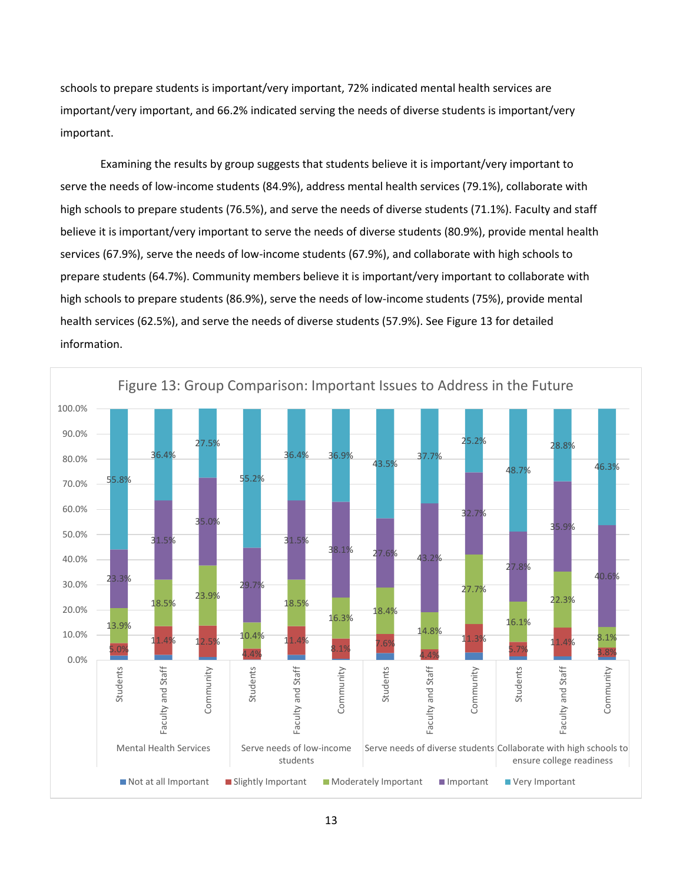schools to prepare students is important/very important, 72% indicated mental health services are important/very important, and 66.2% indicated serving the needs of diverse students is important/very important.

Examining the results by group suggests that students believe it is important/very important to serve the needs of low-income students (84.9%), address mental health services (79.1%), collaborate with high schools to prepare students (76.5%), and serve the needs of diverse students (71.1%). Faculty and staff believe it is important/very important to serve the needs of diverse students (80.9%), provide mental health services (67.9%), serve the needs of low-income students (67.9%), and collaborate with high schools to prepare students (64.7%). Community members believe it is important/very important to collaborate with high schools to prepare students (86.9%), serve the needs of low-income students (75%), provide mental health services (62.5%), and serve the needs of diverse students (57.9%). See Figure 13 for detailed information.

Figure 13: Group Comparison: Important Issues to Address in the Future

| Issue | Group | Not at all Important | Slightly Important | Moderately Important | Important | Very Important |
|---|---|---|---|---|---|---|
| Mental Health Services | Students | | 5.0% | 13.9% | 23.3% | 55.8% |
| | Faculty and Staff | | 11.4% | 18.5% | 31.5% | 36.4% |
| | Community | | 12.5% | 23.9% | 35.0% | 27.5% |
| Serve needs of low-income students | Students | | 4.4% | 10.4% | 29.7% | 55.2% |
| | Faculty and Staff | | 11.4% | 18.5% | 31.5% | 36.4% |
| | Community | | 8.1% | 16.3% | 38.1% | 36.9% |
| Serve needs of diverse students | Students | | 7.6% | 18.4% | 27.6% | 43.5% |
| | Faculty and Staff | | 4.4% | 14.8% | 43.2% | 37.7% |
| | Community | | 11.3% | 27.7% | 32.7% | 25.2% |
| Collaborate with high schools to ensure college readiness | Students | | 5.7% | 16.1% | 27.8% | 48.7% |
| | Faculty and Staff | | 11.4% | 22.3% | 35.9% | 28.8% |
| | Community | | 3.8% | 8.1% | 40.6% | 46.3% |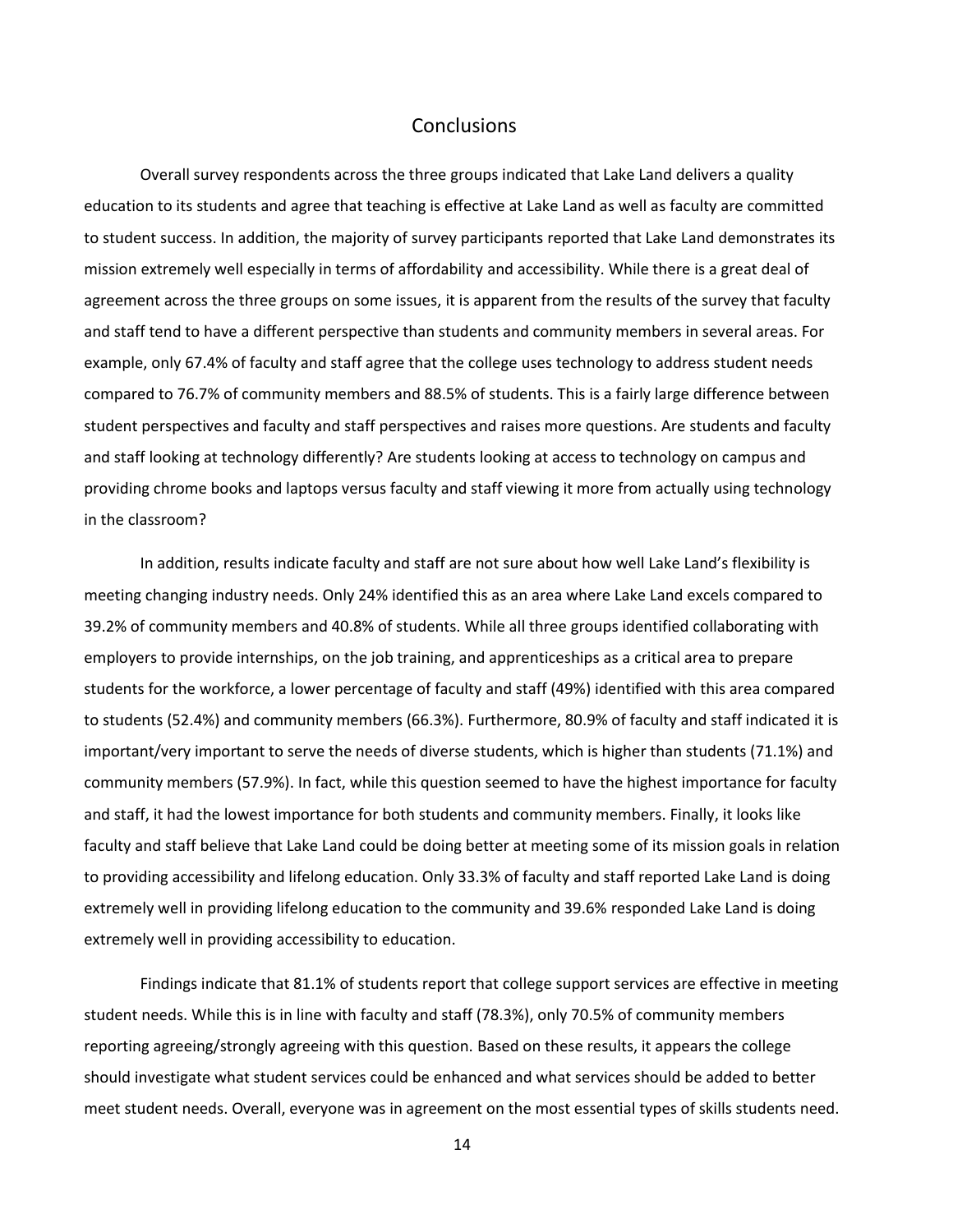# Conclusions

Overall survey respondents across the three groups indicated that Lake Land delivers a quality education to its students and agree that teaching is effective at Lake Land as well as faculty are committed to student success. In addition, the majority of survey participants reported that Lake Land demonstrates its mission extremely well especially in terms of affordability and accessibility. While there is a great deal of agreement across the three groups on some issues, it is apparent from the results of the survey that faculty and staff tend to have a different perspective than students and community members in several areas. For example, only 67.4% of faculty and staff agree that the college uses technology to address student needs compared to 76.7% of community members and 88.5% of students. This is a fairly large difference between student perspectives and faculty and staff perspectives and raises more questions. Are students and faculty and staff looking at technology differently? Are students looking at access to technology on campus and providing chrome books and laptops versus faculty and staff viewing it more from actually using technology in the classroom?

In addition, results indicate faculty and staff are not sure about how well Lake Land's flexibility is meeting changing industry needs. Only 24% identified this as an area where Lake Land excels compared to 39.2% of community members and 40.8% of students. While all three groups identified collaborating with employers to provide internships, on the job training, and apprenticeships as a critical area to prepare students for the workforce, a lower percentage of faculty and staff (49%) identified with this area compared to students (52.4%) and community members (66.3%). Furthermore, 80.9% of faculty and staff indicated it is important/very important to serve the needs of diverse students, which is higher than students (71.1%) and community members (57.9%). In fact, while this question seemed to have the highest importance for faculty and staff, it had the lowest importance for both students and community members. Finally, it looks like faculty and staff believe that Lake Land could be doing better at meeting some of its mission goals in relation to providing accessibility and lifelong education. Only 33.3% of faculty and staff reported Lake Land is doing extremely well in providing lifelong education to the community and 39.6% responded Lake Land is doing extremely well in providing accessibility to education.

Findings indicate that 81.1% of students report that college support services are effective in meeting student needs. While this is in line with faculty and staff (78.3%), only 70.5% of community members reporting agreeing/strongly agreeing with this question. Based on these results, it appears the college should investigate what student services could be enhanced and what services should be added to better meet student needs. Overall, everyone was in agreement on the most essential types of skills students need.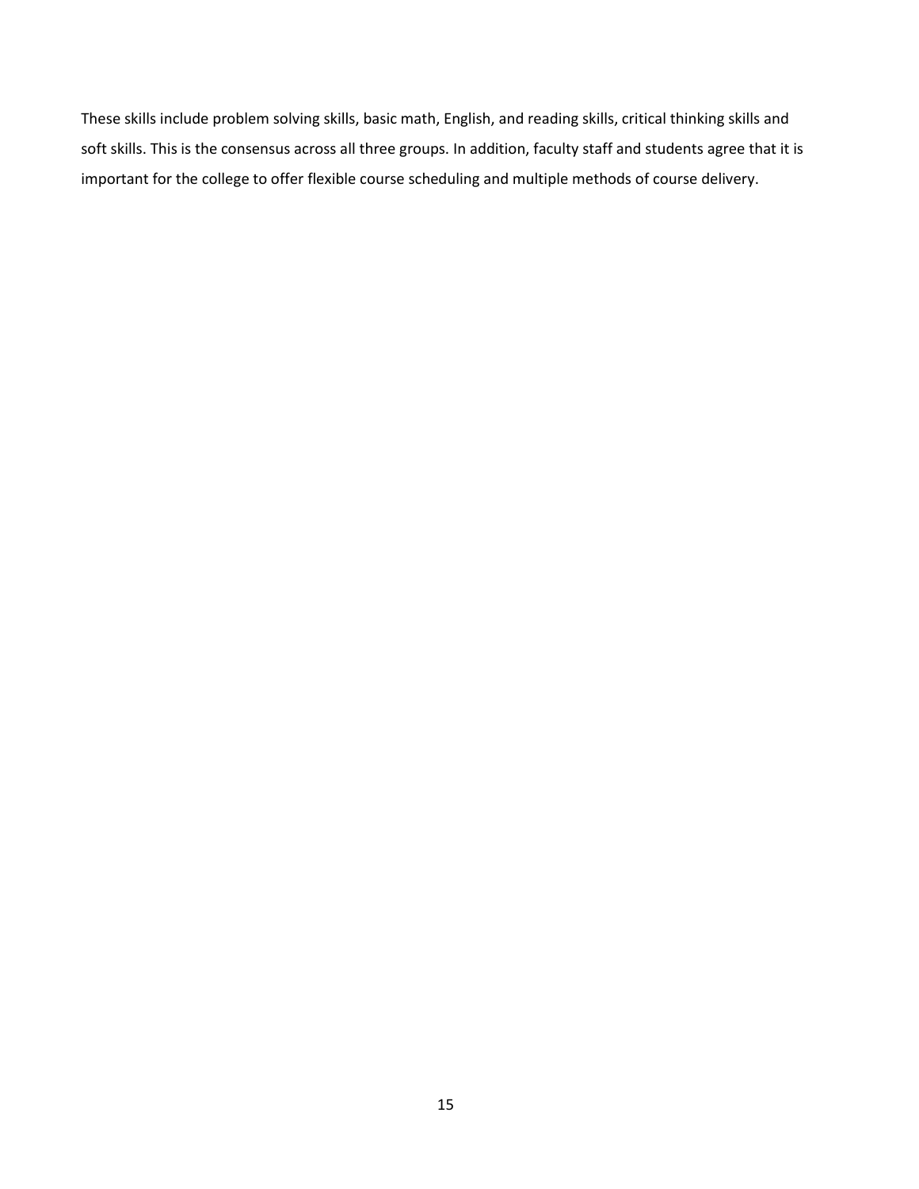These skills include problem solving skills, basic math, English, and reading skills, critical thinking skills and soft skills. This is the consensus across all three groups. In addition, faculty staff and students agree that it is important for the college to offer flexible course scheduling and multiple methods of course delivery.